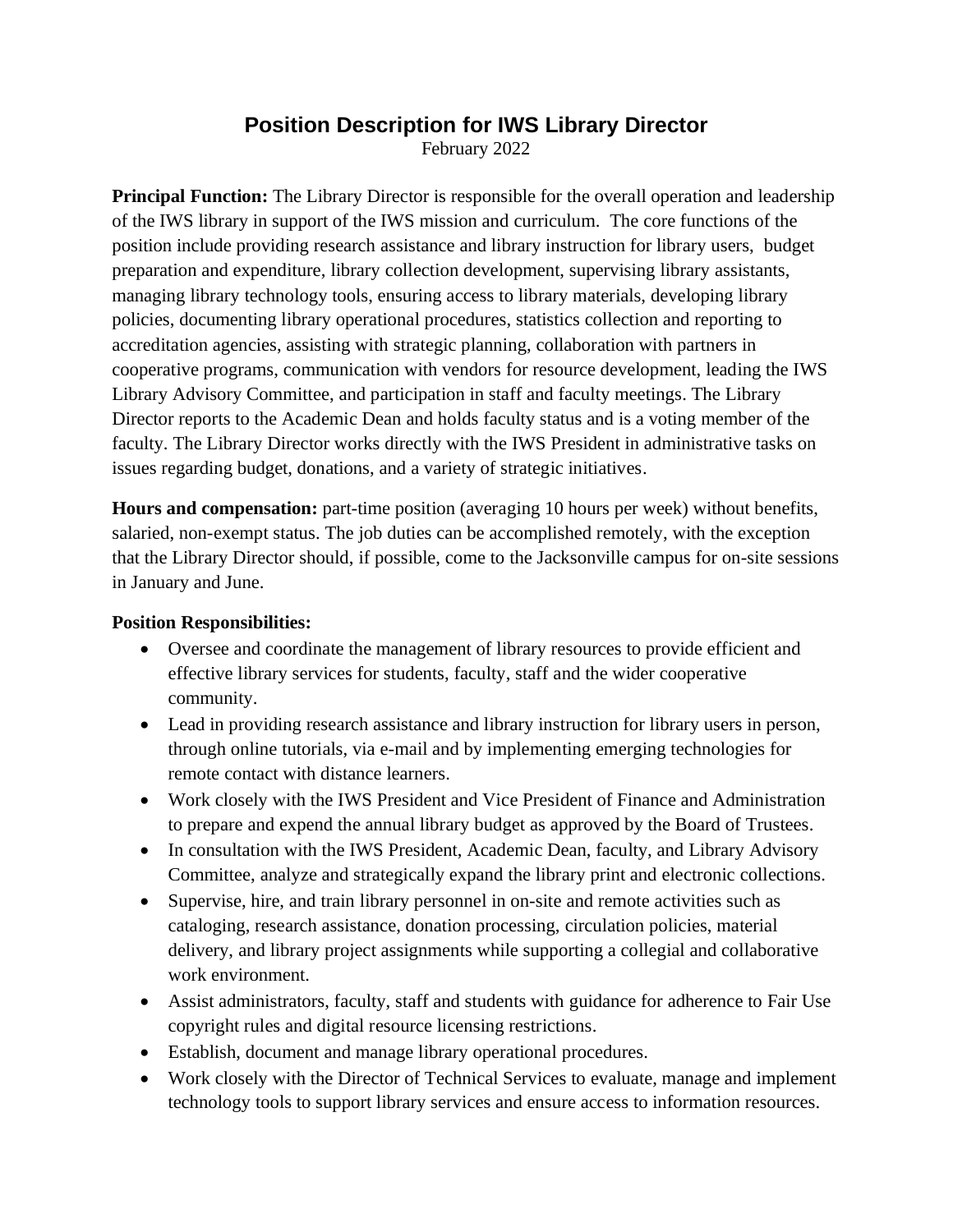# Position Description for IWS Library Director

February 2022

**Principal Function:** The Library Director is responsible for the overall operation and leadership of the IWS library in support of the IWS mission and curriculum. The core functions of the position include providing research assistance and library instruction for library users, budget preparation and expenditure, library collection development, supervising library assistants, managing library technology tools, ensuring access to library materials, developing library policies, documenting library operational procedures, statistics collection and reporting to accreditation agencies, assisting with strategic planning, collaboration with partners in cooperative programs, communication with vendors for resource development, leading the IWS Library Advisory Committee, and participation in staff and faculty meetings. The Library Director reports to the Academic Dean and holds faculty status and is a voting member of the faculty. The Library Director works directly with the IWS President in administrative tasks on issues regarding budget, donations, and a variety of strategic initiatives.

**Hours and compensation:** part-time position (averaging 10 hours per week) without benefits, salaried, non-exempt status. The job duties can be accomplished remotely, with the exception that the Library Director should, if possible, come to the Jacksonville campus for on-site sessions in January and June.

**Position Responsibilities:**

- Oversee and coordinate the management of library resources to provide efficient and effective library services for students, faculty, staff and the wider cooperative community.
- Lead in providing research assistance and library instruction for library users in person, through online tutorials, via e-mail and by implementing emerging technologies for remote contact with distance learners.
- Work closely with the IWS President and Vice President of Finance and Administration to prepare and expend the annual library budget as approved by the Board of Trustees.
- In consultation with the IWS President, Academic Dean, faculty, and Library Advisory Committee, analyze and strategically expand the library print and electronic collections.
- Supervise, hire, and train library personnel in on-site and remote activities such as cataloging, research assistance, donation processing, circulation policies, material delivery, and library project assignments while supporting a collegial and collaborative work environment.
- Assist administrators, faculty, staff and students with guidance for adherence to Fair Use copyright rules and digital resource licensing restrictions.
- Establish, document and manage library operational procedures.
- Work closely with the Director of Technical Services to evaluate, manage and implement technology tools to support library services and ensure access to information resources.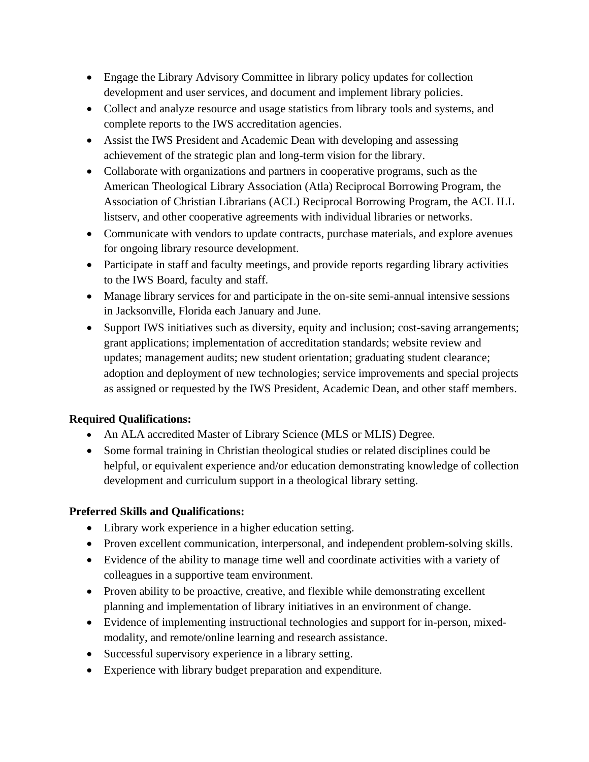- Engage the Library Advisory Committee in library policy updates for collection development and user services, and document and implement library policies.
- Collect and analyze resource and usage statistics from library tools and systems, and complete reports to the IWS accreditation agencies.
- Assist the IWS President and Academic Dean with developing and assessing achievement of the strategic plan and long-term vision for the library.
- Collaborate with organizations and partners in cooperative programs, such as the American Theological Library Association (Atla) Reciprocal Borrowing Program, the Association of Christian Librarians (ACL) Reciprocal Borrowing Program, the ACL ILL listserv, and other cooperative agreements with individual libraries or networks.
- Communicate with vendors to update contracts, purchase materials, and explore avenues for ongoing library resource development.
- Participate in staff and faculty meetings, and provide reports regarding library activities to the IWS Board, faculty and staff.
- Manage library services for and participate in the on-site semi-annual intensive sessions in Jacksonville, Florida each January and June.
- Support IWS initiatives such as diversity, equity and inclusion; cost-saving arrangements; grant applications; implementation of accreditation standards; website review and updates; management audits; new student orientation; graduating student clearance; adoption and deployment of new technologies; service improvements and special projects as assigned or requested by the IWS President, Academic Dean, and other staff members.

**Required Qualifications:**

- An ALA accredited Master of Library Science (MLS or MLIS) Degree.
- Some formal training in Christian theological studies or related disciplines could be helpful, or equivalent experience and/or education demonstrating knowledge of collection development and curriculum support in a theological library setting.

**Preferred Skills and Qualifications:**

- Library work experience in a higher education setting.
- Proven excellent communication, interpersonal, and independent problem-solving skills.
- Evidence of the ability to manage time well and coordinate activities with a variety of colleagues in a supportive team environment.
- Proven ability to be proactive, creative, and flexible while demonstrating excellent planning and implementation of library initiatives in an environment of change.
- Evidence of implementing instructional technologies and support for in-person, mixed-modality, and remote/online learning and research assistance.
- Successful supervisory experience in a library setting.
- Experience with library budget preparation and expenditure.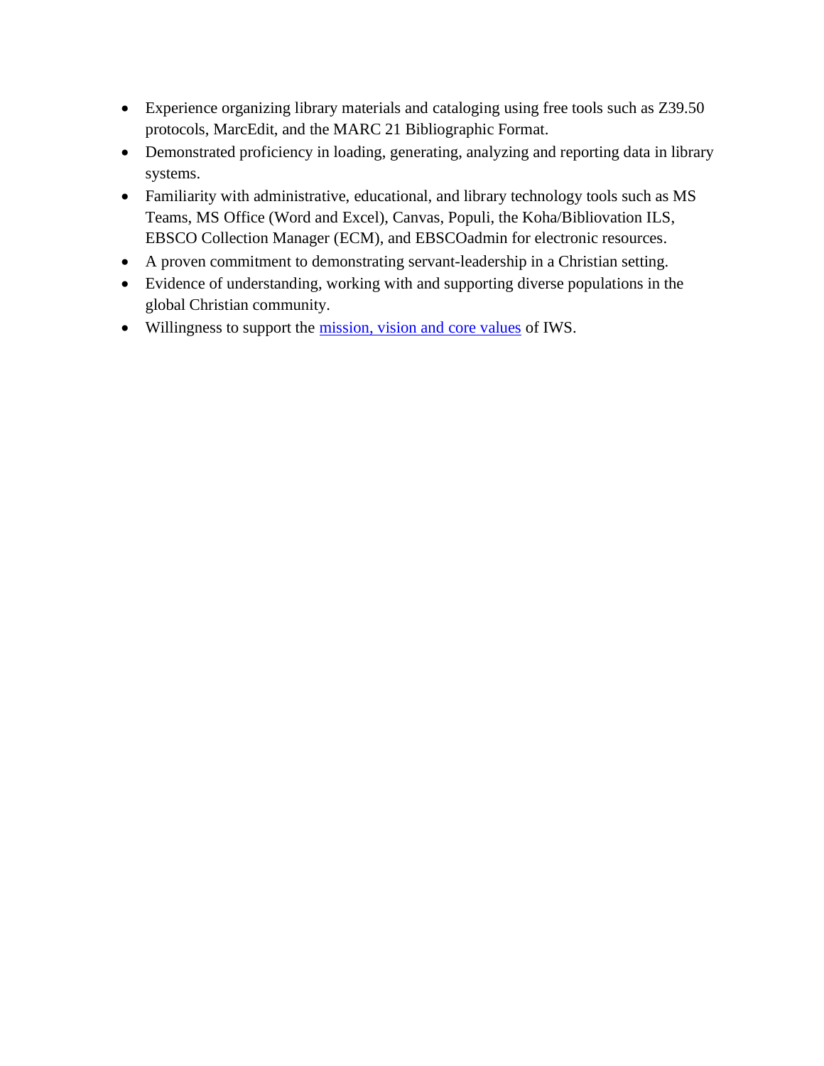- Experience organizing library materials and cataloging using free tools such as Z39.50 protocols, MarcEdit, and the MARC 21 Bibliographic Format.
- Demonstrated proficiency in loading, generating, analyzing and reporting data in library systems.
- Familiarity with administrative, educational, and library technology tools such as MS Teams, MS Office (Word and Excel), Canvas, Populi, the Koha/Bibliovation ILS, EBSCO Collection Manager (ECM), and EBSCOadmin for electronic resources.
- A proven commitment to demonstrating servant-leadership in a Christian setting.
- Evidence of understanding, working with and supporting diverse populations in the global Christian community.
- Willingness to support the [mission, vision and core values]() of IWS.